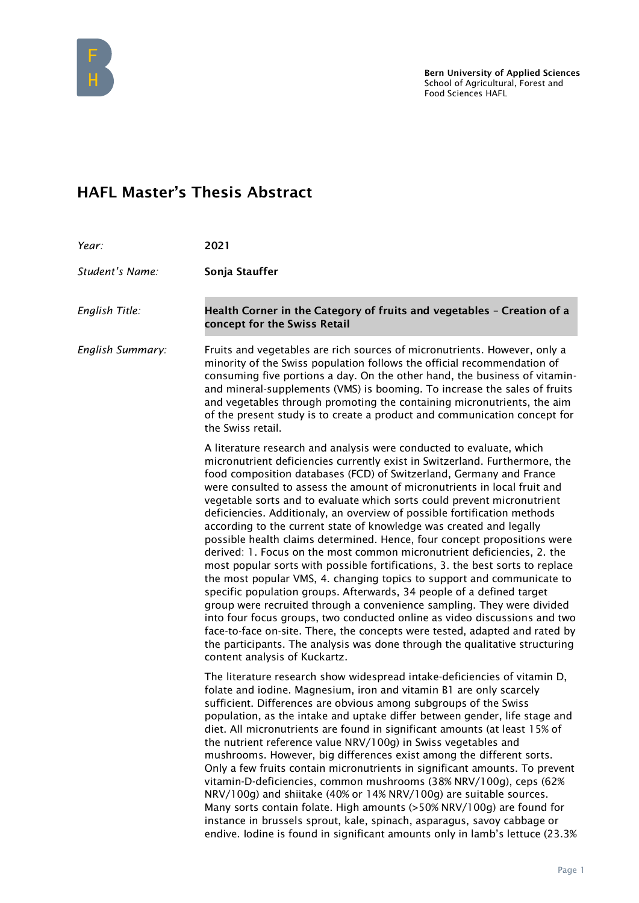Bern University of Applied Sciences
School of Agricultural, Forest and Food Sciences HAFL

# HAFL Master's Thesis Abstract

| | |
|---|---|
| *Year:* | **2021** |
| *Student's Name:* | **Sonja Stauffer** |
| *English Title:* | **Health Corner in the Category of fruits and vegetables – Creation of a concept for the Swiss Retail** |

*English Summary:*

Fruits and vegetables are rich sources of micronutrients. However, only a minority of the Swiss population follows the official recommendation of consuming five portions a day. On the other hand, the business of vitamin- and mineral-supplements (VMS) is booming. To increase the sales of fruits and vegetables through promoting the containing micronutrients, the aim of the present study is to create a product and communication concept for the Swiss retail.

A literature research and analysis were conducted to evaluate, which micronutrient deficiencies currently exist in Switzerland. Furthermore, the food composition databases (FCD) of Switzerland, Germany and France were consulted to assess the amount of micronutrients in local fruit and vegetable sorts and to evaluate which sorts could prevent micronutrient deficiencies. Additionaly, an overview of possible fortification methods according to the current state of knowledge was created and legally possible health claims determined. Hence, four concept propositions were derived: 1. Focus on the most common micronutrient deficiencies, 2. the most popular sorts with possible fortifications, 3. the best sorts to replace the most popular VMS, 4. changing topics to support and communicate to specific population groups. Afterwards, 34 people of a defined target group were recruited through a convenience sampling. They were divided into four focus groups, two conducted online as video discussions and two face-to-face on-site. There, the concepts were tested, adapted and rated by the participants. The analysis was done through the qualitative structuring content analysis of Kuckartz.

The literature research show widespread intake-deficiencies of vitamin D, folate and iodine. Magnesium, iron and vitamin B1 are only scarcely sufficient. Differences are obvious among subgroups of the Swiss population, as the intake and uptake differ between gender, life stage and diet. All micronutrients are found in significant amounts (at least 15% of the nutrient reference value NRV/100g) in Swiss vegetables and mushrooms. However, big differences exist among the different sorts. Only a few fruits contain micronutrients in significant amounts. To prevent vitamin-D-deficiencies, common mushrooms (38% NRV/100g), ceps (62% NRV/100g) and shiitake (40% or 14% NRV/100g) are suitable sources. Many sorts contain folate. High amounts (>50% NRV/100g) are found for instance in brussels sprout, kale, spinach, asparagus, savoy cabbage or endive. Iodine is found in significant amounts only in lamb's lettuce (23.3%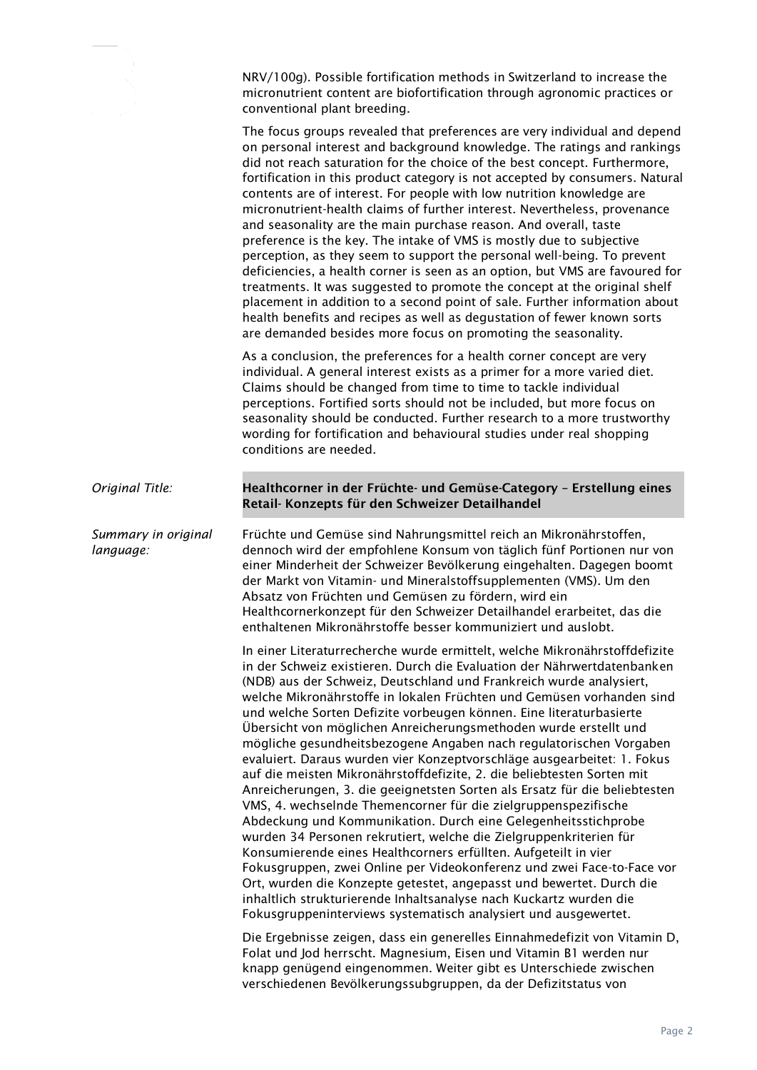NRV/100g). Possible fortification methods in Switzerland to increase the micronutrient content are biofortification through agronomic practices or conventional plant breeding.

The focus groups revealed that preferences are very individual and depend on personal interest and background knowledge. The ratings and rankings did not reach saturation for the choice of the best concept. Furthermore, fortification in this product category is not accepted by consumers. Natural contents are of interest. For people with low nutrition knowledge are micronutrient-health claims of further interest. Nevertheless, provenance and seasonality are the main purchase reason. And overall, taste preference is the key. The intake of VMS is mostly due to subjective perception, as they seem to support the personal well-being. To prevent deficiencies, a health corner is seen as an option, but VMS are favoured for treatments. It was suggested to promote the concept at the original shelf placement in addition to a second point of sale. Further information about health benefits and recipes as well as degustation of fewer known sorts are demanded besides more focus on promoting the seasonality.

As a conclusion, the preferences for a health corner concept are very individual. A general interest exists as a primer for a more varied diet. Claims should be changed from time to time to tackle individual perceptions. Fortified sorts should not be included, but more focus on seasonality should be conducted. Further research to a more trustworthy wording for fortification and behavioural studies under real shopping conditions are needed.

*Original Title:*

**Healthcorner in der Früchte- und Gemüse-Category – Erstellung eines Retail- Konzepts für den Schweizer Detailhandel**

*Summary in original language:*

Früchte und Gemüse sind Nahrungsmittel reich an Mikronährstoffen, dennoch wird der empfohlene Konsum von täglich fünf Portionen nur von einer Minderheit der Schweizer Bevölkerung eingehalten. Dagegen boomt der Markt von Vitamin- und Mineralstoffsupplementen (VMS). Um den Absatz von Früchten und Gemüsen zu fördern, wird ein Healthcornerkonzept für den Schweizer Detailhandel erarbeitet, das die enthaltenen Mikronährstoffe besser kommuniziert und auslobt.

In einer Literaturrecherche wurde ermittelt, welche Mikronährstoffdefizite in der Schweiz existieren. Durch die Evaluation der Nährwertdatenbanken (NDB) aus der Schweiz, Deutschland und Frankreich wurde analysiert, welche Mikronährstoffe in lokalen Früchten und Gemüsen vorhanden sind und welche Sorten Defizite vorbeugen können. Eine literaturbasierte Übersicht von möglichen Anreicherungsmethoden wurde erstellt und mögliche gesundheitsbezogene Angaben nach regulatorischen Vorgaben evaluiert. Daraus wurden vier Konzeptvorschläge ausgearbeitet: 1. Fokus auf die meisten Mikronährstoffdefizite, 2. die beliebtesten Sorten mit Anreicherungen, 3. die geeignetsten Sorten als Ersatz für die beliebtesten VMS, 4. wechselnde Themencorner für die zielgruppenspezifische Abdeckung und Kommunikation. Durch eine Gelegenheitsstichprobe wurden 34 Personen rekrutiert, welche die Zielgruppenkriterien für Konsumierende eines Healthcorners erfüllten. Aufgeteilt in vier Fokusgruppen, zwei Online per Videokonferenz und zwei Face-to-Face vor Ort, wurden die Konzepte getestet, angepasst und bewertet. Durch die inhaltlich strukturierende Inhaltsanalyse nach Kuckartz wurden die Fokusgruppeninterviews systematisch analysiert und ausgewertet.

Die Ergebnisse zeigen, dass ein generelles Einnahmedefizit von Vitamin D, Folat und Jod herrscht. Magnesium, Eisen und Vitamin B1 werden nur knapp genügend eingenommen. Weiter gibt es Unterschiede zwischen verschiedenen Bevölkerungssubgruppen, da der Defizitstatus von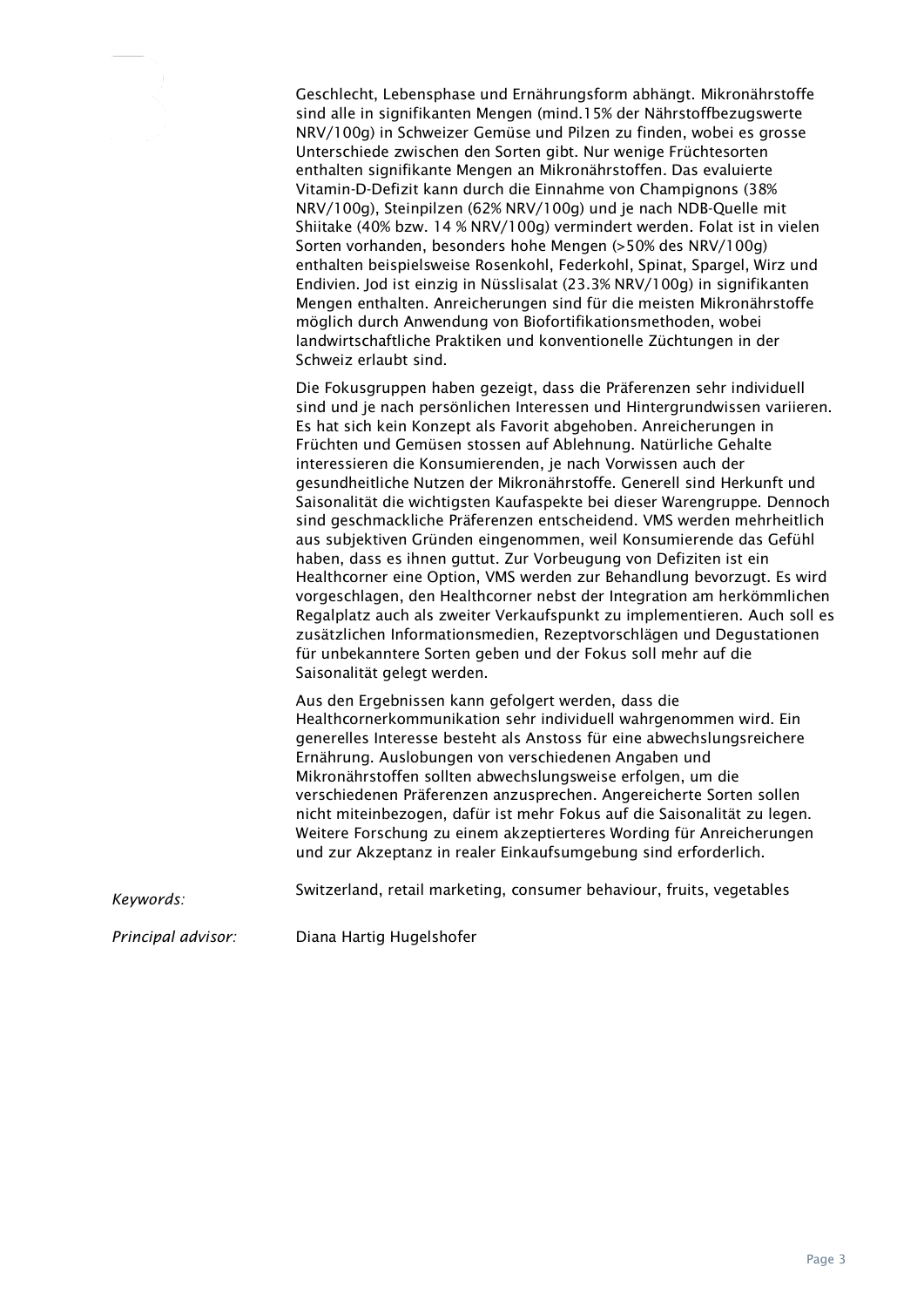Geschlecht, Lebensphase und Ernährungsform abhängt. Mikronährstoffe sind alle in signifikanten Mengen (mind.15% der Nährstoffbezugswerte NRV/100g) in Schweizer Gemüse und Pilzen zu finden, wobei es grosse Unterschiede zwischen den Sorten gibt. Nur wenige Früchtesorten enthalten signifikante Mengen an Mikronährstoffen. Das evaluierte Vitamin-D-Defizit kann durch die Einnahme von Champignons (38% NRV/100g), Steinpilzen (62% NRV/100g) und je nach NDB-Quelle mit Shiitake (40% bzw. 14 % NRV/100g) vermindert werden. Folat ist in vielen Sorten vorhanden, besonders hohe Mengen (>50% des NRV/100g) enthalten beispielsweise Rosenkohl, Federkohl, Spinat, Spargel, Wirz und Endivien. Jod ist einzig in Nüsslisalat (23.3% NRV/100g) in signifikanten Mengen enthalten. Anreicherungen sind für die meisten Mikronährstoffe möglich durch Anwendung von Biofortifikationsmethoden, wobei landwirtschaftliche Praktiken und konventionelle Züchtungen in der Schweiz erlaubt sind.

Die Fokusgruppen haben gezeigt, dass die Präferenzen sehr individuell sind und je nach persönlichen Interessen und Hintergrundwissen variieren. Es hat sich kein Konzept als Favorit abgehoben. Anreicherungen in Früchten und Gemüsen stossen auf Ablehnung. Natürliche Gehalte interessieren die Konsumierenden, je nach Vorwissen auch der gesundheitliche Nutzen der Mikronährstoffe. Generell sind Herkunft und Saisonalität die wichtigsten Kaufaspekte bei dieser Warengruppe. Dennoch sind geschmackliche Präferenzen entscheidend. VMS werden mehrheitlich aus subjektiven Gründen eingenommen, weil Konsumierende das Gefühl haben, dass es ihnen guttut. Zur Vorbeugung von Defiziten ist ein Healthcorner eine Option, VMS werden zur Behandlung bevorzugt. Es wird vorgeschlagen, den Healthcorner nebst der Integration am herkömmlichen Regalplatz auch als zweiter Verkaufspunkt zu implementieren. Auch soll es zusätzlichen Informationsmedien, Rezeptvorschlägen und Degustationen für unbekanntere Sorten geben und der Fokus soll mehr auf die Saisonalität gelegt werden.

Aus den Ergebnissen kann gefolgert werden, dass die Healthcornerkommunikation sehr individuell wahrgenommen wird. Ein generelles Interesse besteht als Anstoss für eine abwechslungsreichere Ernährung. Auslobungen von verschiedenen Angaben und Mikronährstoffen sollten abwechslungsweise erfolgen, um die verschiedenen Präferenzen anzusprechen. Angereicherte Sorten sollen nicht miteinbezogen, dafür ist mehr Fokus auf die Saisonalität zu legen. Weitere Forschung zu einem akzeptierteres Wording für Anreicherungen und zur Akzeptanz in realer Einkaufsumgebung sind erforderlich.

*Keywords:* Switzerland, retail marketing, consumer behaviour, fruits, vegetables

*Principal advisor:* Diana Hartig Hugelshofer